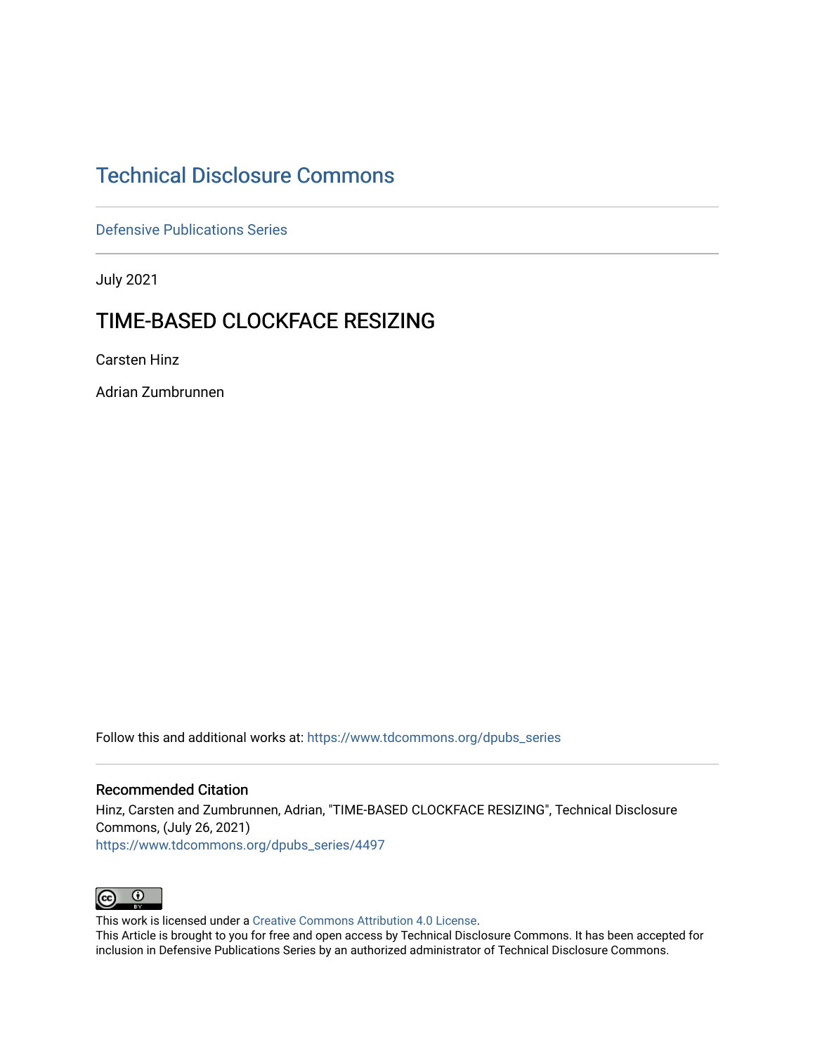# Technical Disclosure Commons

Defensive Publications Series

July 2021

## TIME-BASED CLOCKFACE RESIZING

Carsten Hinz

Adrian Zumbrunnen

Follow this and additional works at: https://www.tdcommons.org/dpubs_series

### Recommended Citation

Hinz, Carsten and Zumbrunnen, Adrian, "TIME-BASED CLOCKFACE RESIZING", Technical Disclosure Commons, (July 26, 2021)
https://www.tdcommons.org/dpubs_series/4497

This work is licensed under a Creative Commons Attribution 4.0 License.
This Article is brought to you for free and open access by Technical Disclosure Commons. It has been accepted for inclusion in Defensive Publications Series by an authorized administrator of Technical Disclosure Commons.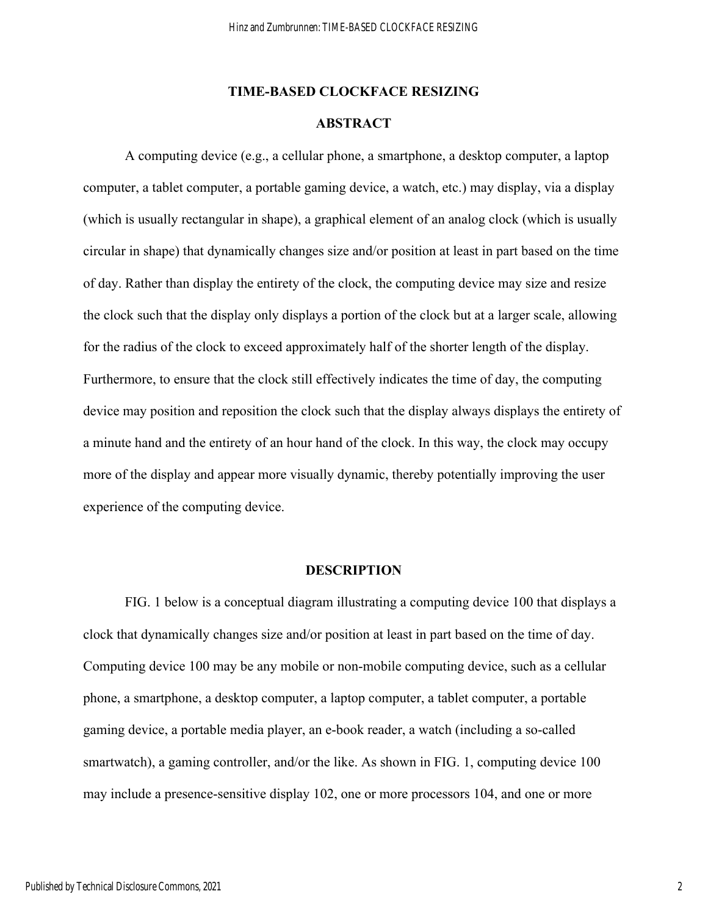# TIME-BASED CLOCKFACE RESIZING

## ABSTRACT

A computing device (e.g., a cellular phone, a smartphone, a desktop computer, a laptop computer, a tablet computer, a portable gaming device, a watch, etc.) may display, via a display (which is usually rectangular in shape), a graphical element of an analog clock (which is usually circular in shape) that dynamically changes size and/or position at least in part based on the time of day. Rather than display the entirety of the clock, the computing device may size and resize the clock such that the display only displays a portion of the clock but at a larger scale, allowing for the radius of the clock to exceed approximately half of the shorter length of the display. Furthermore, to ensure that the clock still effectively indicates the time of day, the computing device may position and reposition the clock such that the display always displays the entirety of a minute hand and the entirety of an hour hand of the clock. In this way, the clock may occupy more of the display and appear more visually dynamic, thereby potentially improving the user experience of the computing device.

## DESCRIPTION

FIG. 1 below is a conceptual diagram illustrating a computing device 100 that displays a clock that dynamically changes size and/or position at least in part based on the time of day. Computing device 100 may be any mobile or non-mobile computing device, such as a cellular phone, a smartphone, a desktop computer, a laptop computer, a tablet computer, a portable gaming device, a portable media player, an e-book reader, a watch (including a so-called smartwatch), a gaming controller, and/or the like. As shown in FIG. 1, computing device 100 may include a presence-sensitive display 102, one or more processors 104, and one or more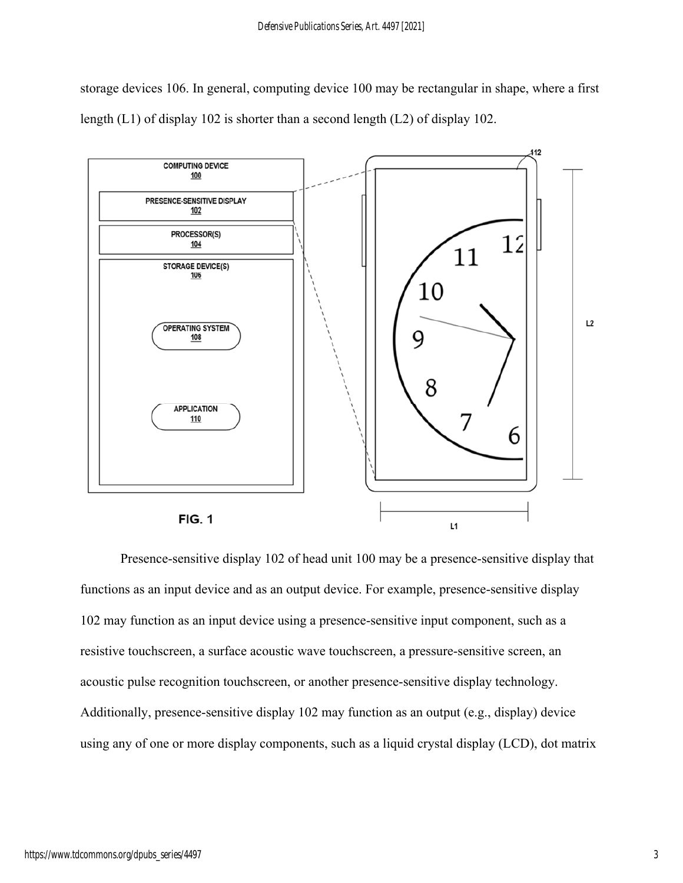storage devices 106. In general, computing device 100 may be rectangular in shape, where a first length (L1) of display 102 is shorter than a second length (L2) of display 102.

FIG. 1

Presence-sensitive display 102 of head unit 100 may be a presence-sensitive display that functions as an input device and as an output device. For example, presence-sensitive display 102 may function as an input device using a presence-sensitive input component, such as a resistive touchscreen, a surface acoustic wave touchscreen, a pressure-sensitive screen, an acoustic pulse recognition touchscreen, or another presence-sensitive display technology. Additionally, presence-sensitive display 102 may function as an output (e.g., display) device using any of one or more display components, such as a liquid crystal display (LCD), dot matrix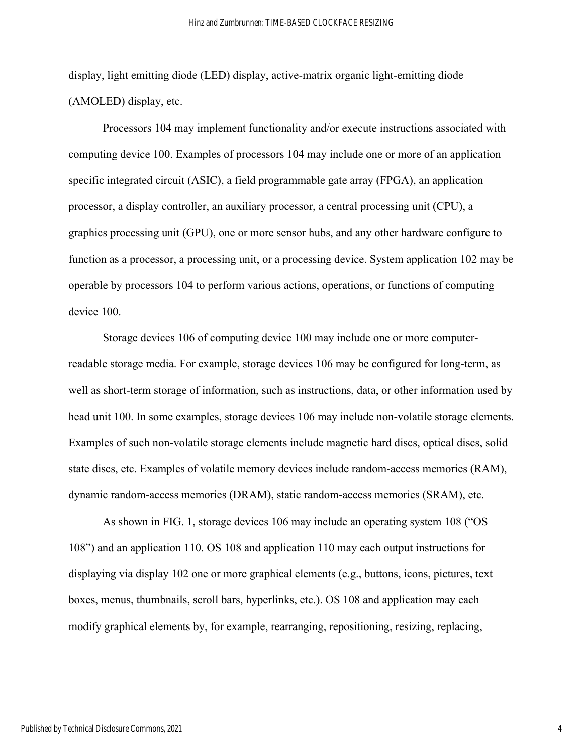display, light emitting diode (LED) display, active-matrix organic light-emitting diode (AMOLED) display, etc.

Processors 104 may implement functionality and/or execute instructions associated with computing device 100. Examples of processors 104 may include one or more of an application specific integrated circuit (ASIC), a field programmable gate array (FPGA), an application processor, a display controller, an auxiliary processor, a central processing unit (CPU), a graphics processing unit (GPU), one or more sensor hubs, and any other hardware configure to function as a processor, a processing unit, or a processing device. System application 102 may be operable by processors 104 to perform various actions, operations, or functions of computing device 100.

Storage devices 106 of computing device 100 may include one or more computer-readable storage media. For example, storage devices 106 may be configured for long-term, as well as short-term storage of information, such as instructions, data, or other information used by head unit 100. In some examples, storage devices 106 may include non-volatile storage elements. Examples of such non-volatile storage elements include magnetic hard discs, optical discs, solid state discs, etc. Examples of volatile memory devices include random-access memories (RAM), dynamic random-access memories (DRAM), static random-access memories (SRAM), etc.

As shown in FIG. 1, storage devices 106 may include an operating system 108 ("OS 108") and an application 110. OS 108 and application 110 may each output instructions for displaying via display 102 one or more graphical elements (e.g., buttons, icons, pictures, text boxes, menus, thumbnails, scroll bars, hyperlinks, etc.). OS 108 and application may each modify graphical elements by, for example, rearranging, repositioning, resizing, replacing,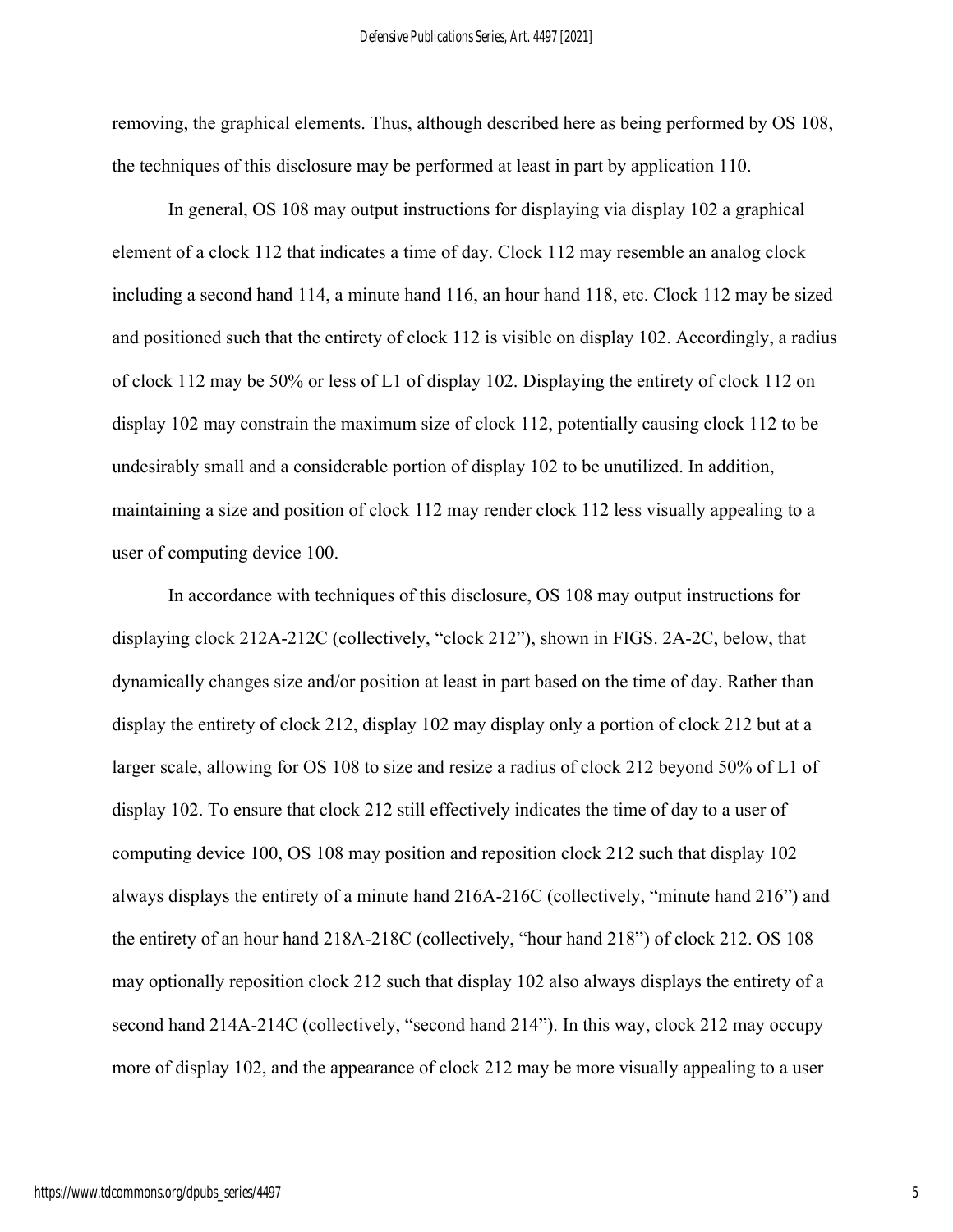removing, the graphical elements. Thus, although described here as being performed by OS 108, the techniques of this disclosure may be performed at least in part by application 110.

In general, OS 108 may output instructions for displaying via display 102 a graphical element of a clock 112 that indicates a time of day. Clock 112 may resemble an analog clock including a second hand 114, a minute hand 116, an hour hand 118, etc. Clock 112 may be sized and positioned such that the entirety of clock 112 is visible on display 102. Accordingly, a radius of clock 112 may be 50% or less of L1 of display 102. Displaying the entirety of clock 112 on display 102 may constrain the maximum size of clock 112, potentially causing clock 112 to be undesirably small and a considerable portion of display 102 to be unutilized. In addition, maintaining a size and position of clock 112 may render clock 112 less visually appealing to a user of computing device 100.

In accordance with techniques of this disclosure, OS 108 may output instructions for displaying clock 212A-212C (collectively, "clock 212"), shown in FIGS. 2A-2C, below, that dynamically changes size and/or position at least in part based on the time of day. Rather than display the entirety of clock 212, display 102 may display only a portion of clock 212 but at a larger scale, allowing for OS 108 to size and resize a radius of clock 212 beyond 50% of L1 of display 102. To ensure that clock 212 still effectively indicates the time of day to a user of computing device 100, OS 108 may position and reposition clock 212 such that display 102 always displays the entirety of a minute hand 216A-216C (collectively, "minute hand 216") and the entirety of an hour hand 218A-218C (collectively, "hour hand 218") of clock 212. OS 108 may optionally reposition clock 212 such that display 102 also always displays the entirety of a second hand 214A-214C (collectively, "second hand 214"). In this way, clock 212 may occupy more of display 102, and the appearance of clock 212 may be more visually appealing to a user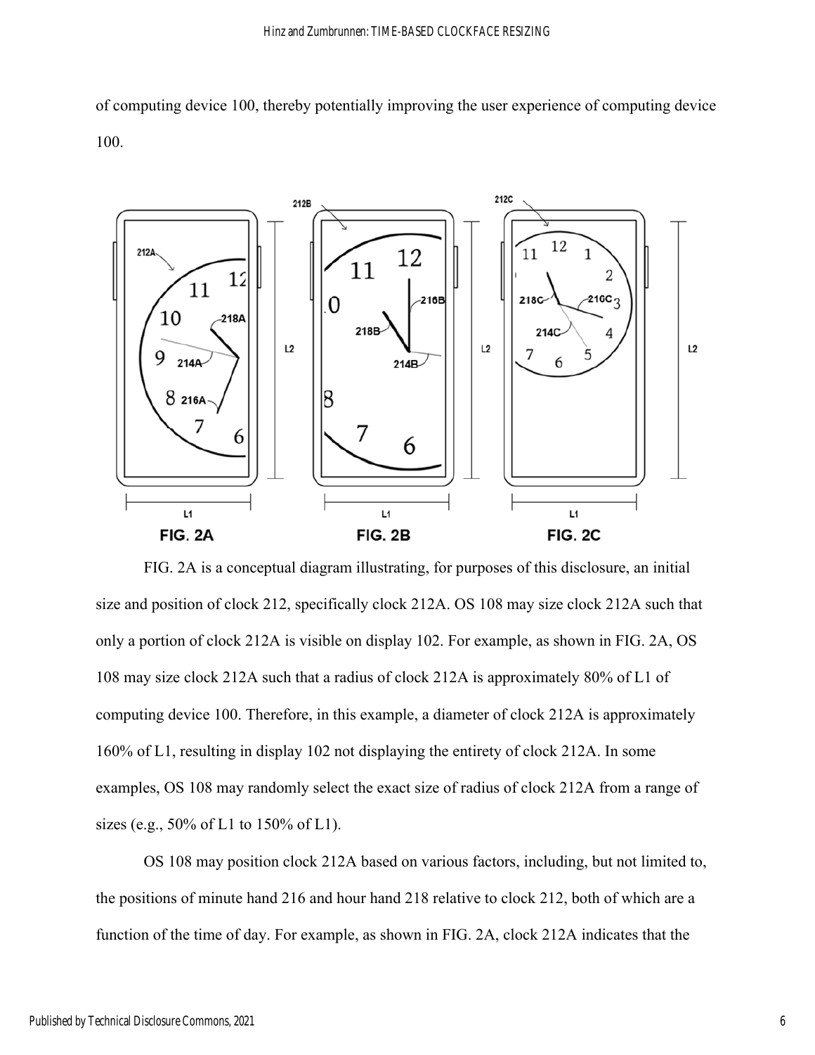of computing device 100, thereby potentially improving the user experience of computing device 100.

FIG. 2A FIG. 2B FIG. 2C

FIG. 2A is a conceptual diagram illustrating, for purposes of this disclosure, an initial size and position of clock 212, specifically clock 212A. OS 108 may size clock 212A such that only a portion of clock 212A is visible on display 102. For example, as shown in FIG. 2A, OS 108 may size clock 212A such that a radius of clock 212A is approximately 80% of L1 of computing device 100. Therefore, in this example, a diameter of clock 212A is approximately 160% of L1, resulting in display 102 not displaying the entirety of clock 212A. In some examples, OS 108 may randomly select the exact size of radius of clock 212A from a range of sizes (e.g., 50% of L1 to 150% of L1).

OS 108 may position clock 212A based on various factors, including, but not limited to, the positions of minute hand 216 and hour hand 218 relative to clock 212, both of which are a function of the time of day. For example, as shown in FIG. 2A, clock 212A indicates that the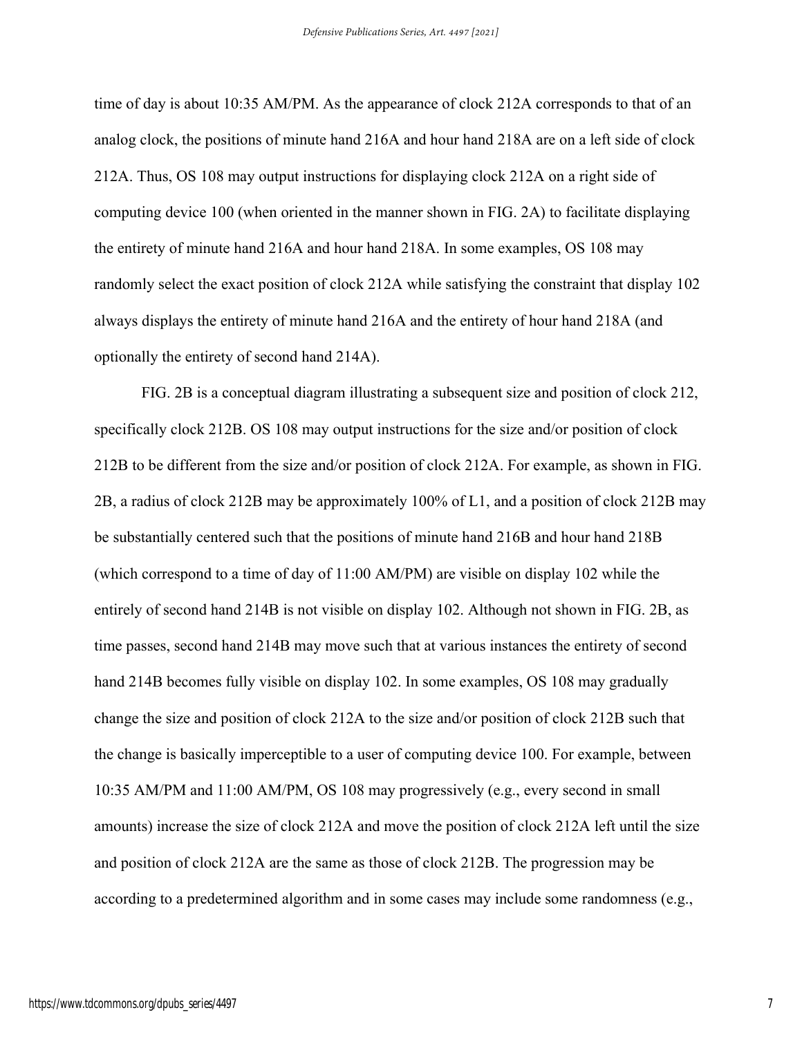time of day is about 10:35 AM/PM. As the appearance of clock 212A corresponds to that of an analog clock, the positions of minute hand 216A and hour hand 218A are on a left side of clock 212A. Thus, OS 108 may output instructions for displaying clock 212A on a right side of computing device 100 (when oriented in the manner shown in FIG. 2A) to facilitate displaying the entirety of minute hand 216A and hour hand 218A. In some examples, OS 108 may randomly select the exact position of clock 212A while satisfying the constraint that display 102 always displays the entirety of minute hand 216A and the entirety of hour hand 218A (and optionally the entirety of second hand 214A).

FIG. 2B is a conceptual diagram illustrating a subsequent size and position of clock 212, specifically clock 212B. OS 108 may output instructions for the size and/or position of clock 212B to be different from the size and/or position of clock 212A. For example, as shown in FIG. 2B, a radius of clock 212B may be approximately 100% of L1, and a position of clock 212B may be substantially centered such that the positions of minute hand 216B and hour hand 218B (which correspond to a time of day of 11:00 AM/PM) are visible on display 102 while the entirely of second hand 214B is not visible on display 102. Although not shown in FIG. 2B, as time passes, second hand 214B may move such that at various instances the entirety of second hand 214B becomes fully visible on display 102. In some examples, OS 108 may gradually change the size and position of clock 212A to the size and/or position of clock 212B such that the change is basically imperceptible to a user of computing device 100. For example, between 10:35 AM/PM and 11:00 AM/PM, OS 108 may progressively (e.g., every second in small amounts) increase the size of clock 212A and move the position of clock 212A left until the size and position of clock 212A are the same as those of clock 212B. The progression may be according to a predetermined algorithm and in some cases may include some randomness (e.g.,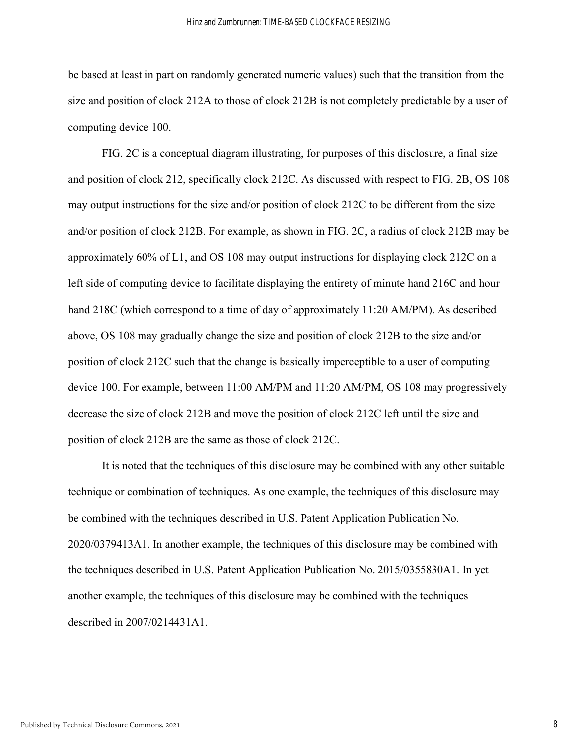be based at least in part on randomly generated numeric values) such that the transition from the size and position of clock 212A to those of clock 212B is not completely predictable by a user of computing device 100.

FIG. 2C is a conceptual diagram illustrating, for purposes of this disclosure, a final size and position of clock 212, specifically clock 212C. As discussed with respect to FIG. 2B, OS 108 may output instructions for the size and/or position of clock 212C to be different from the size and/or position of clock 212B. For example, as shown in FIG. 2C, a radius of clock 212B may be approximately 60% of L1, and OS 108 may output instructions for displaying clock 212C on a left side of computing device to facilitate displaying the entirety of minute hand 216C and hour hand 218C (which correspond to a time of day of approximately 11:20 AM/PM). As described above, OS 108 may gradually change the size and position of clock 212B to the size and/or position of clock 212C such that the change is basically imperceptible to a user of computing device 100. For example, between 11:00 AM/PM and 11:20 AM/PM, OS 108 may progressively decrease the size of clock 212B and move the position of clock 212C left until the size and position of clock 212B are the same as those of clock 212C.

It is noted that the techniques of this disclosure may be combined with any other suitable technique or combination of techniques. As one example, the techniques of this disclosure may be combined with the techniques described in U.S. Patent Application Publication No. 2020/0379413A1. In another example, the techniques of this disclosure may be combined with the techniques described in U.S. Patent Application Publication No. 2015/0355830A1. In yet another example, the techniques of this disclosure may be combined with the techniques described in 2007/0214431A1.